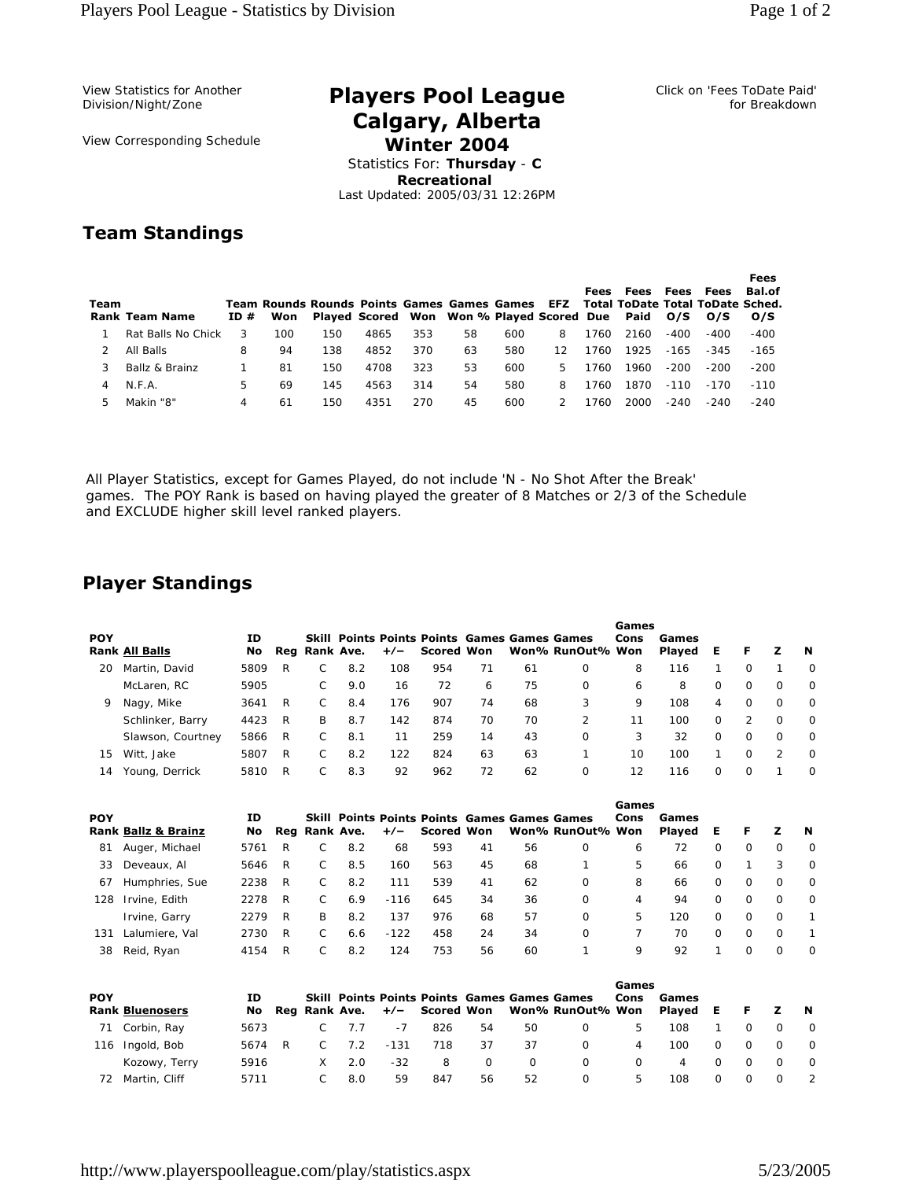View Statistics for Another Division/Night/Zone

View Corresponding Schedule

# Players Pool League
# Calgary, Alberta
### Winter 2004

Statistics For: **Thursday** - **C Recreational**

Last Updated: 2005/03/31 12:26PM

Click on 'Fees ToDate Paid' for Breakdown

## Team Standings

| Team Rank | Team Name | Team ID # | Rounds Won | Rounds Played | Points Scored | Games Won | Games Won % | Games Played | EFZ Scored | Fees Total Due | Fees ToDate Paid | Fees Total O/S | Fees ToDate O/S | Fees Bal.of Sched. O/S |
|---|---|---|---|---|---|---|---|---|---|---|---|---|---|---|
| 1 | Rat Balls No Chick | 3 | 100 | 150 | 4865 | 353 | 58 | 600 | 8 | 1760 | 2160 | -400 | -400 | -400 |
| 2 | All Balls | 8 | 94 | 138 | 4852 | 370 | 63 | 580 | 12 | 1760 | 1925 | -165 | -345 | -165 |
| 3 | Ballz & Brainz | 1 | 81 | 150 | 4708 | 323 | 53 | 600 | 5 | 1760 | 1960 | -200 | -200 | -200 |
| 4 | N.F.A. | 5 | 69 | 145 | 4563 | 314 | 54 | 580 | 8 | 1760 | 1870 | -110 | -170 | -110 |
| 5 | Makin "8" | 4 | 61 | 150 | 4351 | 270 | 45 | 600 | 2 | 1760 | 2000 | -240 | -240 | -240 |

All Player Statistics, except for Games Played, do not include 'N - No Shot After the Break' games. The POY Rank is based on having played the greater of 8 Matches or 2/3 of the Schedule and EXCLUDE higher skill level ranked players.

## Player Standings

| POY Rank | All Balls | ID No | Reg | Skill Rank | Points Ave. | Points +/− | Points Scored | Games Won | Games Won% | Games RunOut% | Games Cons Won | Games Played | E | F | Z | N |
|---|---|---|---|---|---|---|---|---|---|---|---|---|---|---|---|---|
| 20 | Martin, David | 5809 | R | C | 8.2 | 108 | 954 | 71 | 61 | 0 | 8 | 116 | 1 | 0 | 1 | 0 |
| | McLaren, RC | 5905 | | C | 9.0 | 16 | 72 | 6 | 75 | 0 | 6 | 8 | 0 | 0 | 0 | 0 |
| 9 | Nagy, Mike | 3641 | R | C | 8.4 | 176 | 907 | 74 | 68 | 3 | 9 | 108 | 4 | 0 | 0 | 0 |
| | Schlinker, Barry | 4423 | R | B | 8.7 | 142 | 874 | 70 | 70 | 2 | 11 | 100 | 0 | 2 | 0 | 0 |
| | Slawson, Courtney | 5866 | R | C | 8.1 | 11 | 259 | 14 | 43 | 0 | 3 | 32 | 0 | 0 | 0 | 0 |
| 15 | Witt, Jake | 5807 | R | C | 8.2 | 122 | 824 | 63 | 63 | 1 | 10 | 100 | 1 | 0 | 2 | 0 |
| 14 | Young, Derrick | 5810 | R | C | 8.3 | 92 | 962 | 72 | 62 | 0 | 12 | 116 | 0 | 0 | 1 | 0 |

| POY Rank | Ballz & Brainz | ID No | Reg | Skill Rank | Points Ave. | Points +/− | Points Scored | Games Won | Games Won% | Games RunOut% | Games Cons Won | Games Played | E | F | Z | N |
|---|---|---|---|---|---|---|---|---|---|---|---|---|---|---|---|---|
| 81 | Auger, Michael | 5761 | R | C | 8.2 | 68 | 593 | 41 | 56 | 0 | 6 | 72 | 0 | 0 | 0 | 0 |
| 33 | Deveaux, Al | 5646 | R | C | 8.5 | 160 | 563 | 45 | 68 | 1 | 5 | 66 | 0 | 1 | 3 | 0 |
| 67 | Humphries, Sue | 2238 | R | C | 8.2 | 111 | 539 | 41 | 62 | 0 | 8 | 66 | 0 | 0 | 0 | 0 |
| 128 | Irvine, Edith | 2278 | R | C | 6.9 | -116 | 645 | 34 | 36 | 0 | 4 | 94 | 0 | 0 | 0 | 0 |
| | Irvine, Garry | 2279 | R | B | 8.2 | 137 | 976 | 68 | 57 | 0 | 5 | 120 | 0 | 0 | 0 | 1 |
| 131 | Lalumiere, Val | 2730 | R | C | 6.6 | -122 | 458 | 24 | 34 | 0 | 7 | 70 | 0 | 0 | 0 | 1 |
| 38 | Reid, Ryan | 4154 | R | C | 8.2 | 124 | 753 | 56 | 60 | 1 | 9 | 92 | 1 | 0 | 0 | 0 |

| POY Rank | Bluenosers | ID No | Reg | Skill Rank | Points Ave. | Points +/− | Points Scored | Games Won | Games Won% | Games RunOut% | Games Cons Won | Games Played | E | F | Z | N |
|---|---|---|---|---|---|---|---|---|---|---|---|---|---|---|---|---|
| 71 | Corbin, Ray | 5673 | | C | 7.7 | -7 | 826 | 54 | 50 | 0 | 5 | 108 | 1 | 0 | 0 | 0 |
| 116 | Ingold, Bob | 5674 | R | C | 7.2 | -131 | 718 | 37 | 37 | 0 | 4 | 100 | 0 | 0 | 0 | 0 |
| | Kozowy, Terry | 5916 | | X | 2.0 | -32 | 8 | 0 | 0 | 0 | 0 | 4 | 0 | 0 | 0 | 0 |
| 72 | Martin, Cliff | 5711 | | C | 8.0 | 59 | 847 | 56 | 52 | 0 | 5 | 108 | 0 | 0 | 0 | 2 |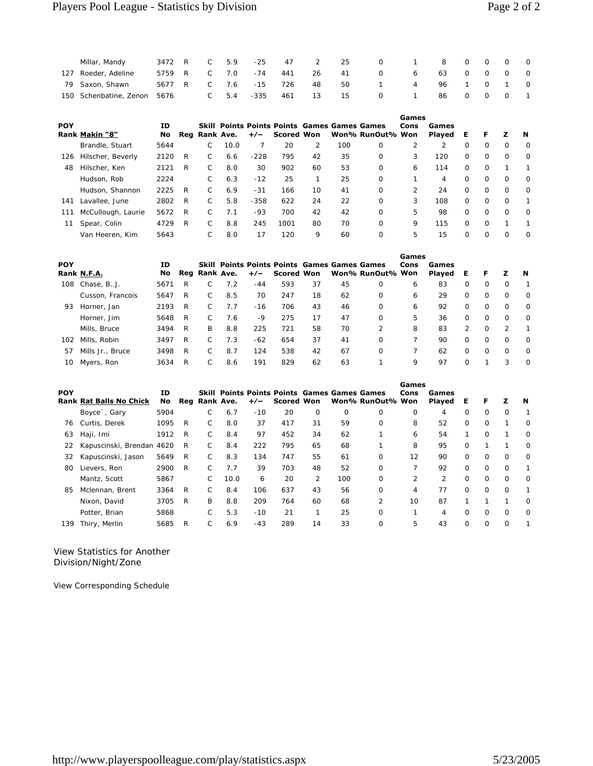| POY Rank | | ID No | Reg | Skill Rank | Points Ave. | Points +/- | Points Scored | Games Won | Games Won% | Games RunOut% | Games Cons Won | Games Played | E | F | Z | N |
|---|---|---|---|---|---|---|---|---|---|---|---|---|---|---|---|---|
| | Millar, Mandy | 3472 | R | C | 5.9 | -25 | 47 | 2 | 25 | 0 | 1 | 8 | 0 | 0 | 0 | 0 |
| 127 | Roeder, Adeline | 5759 | R | C | 7.0 | -74 | 441 | 26 | 41 | 0 | 6 | 63 | 0 | 0 | 0 | 0 |
| 79 | Saxon, Shawn | 5677 | R | C | 7.6 | -15 | 726 | 48 | 50 | 1 | 4 | 96 | 1 | 0 | 1 | 0 |
| 150 | Schenbatine, Zenon | 5676 | | C | 5.4 | -335 | 461 | 13 | 15 | 0 | 1 | 86 | 0 | 0 | 0 | 1 |

| POY Rank | Makin "8" | ID No | Reg | Skill Rank | Points Ave. | Points +/- | Points Scored | Games Won | Games Won% | Games RunOut% | Games Cons Won | Games Played | E | F | Z | N |
|---|---|---|---|---|---|---|---|---|---|---|---|---|---|---|---|---|
| | Brandle, Stuart | 5644 | | C | 10.0 | 7 | 20 | 2 | 100 | 0 | 2 | 2 | 0 | 0 | 0 | 0 |
| 126 | Hilscher, Beverly | 2120 | R | C | 6.6 | -228 | 795 | 42 | 35 | 0 | 3 | 120 | 0 | 0 | 0 | 0 |
| 48 | Hilscher, Ken | 2121 | R | C | 8.0 | 30 | 902 | 60 | 53 | 0 | 6 | 114 | 0 | 0 | 1 | 1 |
| | Hudson, Rob | 2224 | | C | 6.3 | -12 | 25 | 1 | 25 | 0 | 1 | 4 | 0 | 0 | 0 | 0 |
| | Hudson, Shannon | 2225 | R | C | 6.9 | -31 | 166 | 10 | 41 | 0 | 2 | 24 | 0 | 0 | 0 | 0 |
| 141 | Lavallee, June | 2802 | R | C | 5.8 | -358 | 622 | 24 | 22 | 0 | 3 | 108 | 0 | 0 | 0 | 1 |
| 111 | McCullough, Laurie | 5672 | R | C | 7.1 | -93 | 700 | 42 | 42 | 0 | 5 | 98 | 0 | 0 | 0 | 0 |
| 11 | Spear, Colin | 4729 | R | C | 8.8 | 245 | 1001 | 80 | 70 | 0 | 9 | 115 | 0 | 0 | 1 | 1 |
| | Van Heeren, Kim | 5643 | | C | 8.0 | 17 | 120 | 9 | 60 | 0 | 5 | 15 | 0 | 0 | 0 | 0 |

| POY Rank | N.F.A. | ID No | Reg | Skill Rank | Points Ave. | Points +/- | Points Scored | Games Won | Games Won% | Games RunOut% | Games Cons Won | Games Played | E | F | Z | N |
|---|---|---|---|---|---|---|---|---|---|---|---|---|---|---|---|---|
| 108 | Chase, B..J. | 5671 | R | C | 7.2 | -44 | 593 | 37 | 45 | 0 | 6 | 83 | 0 | 0 | 0 | 1 |
| | Cusson, Francois | 5647 | R | C | 8.5 | 70 | 247 | 18 | 62 | 0 | 6 | 29 | 0 | 0 | 0 | 0 |
| 93 | Horner, Jan | 2193 | R | C | 7.7 | -16 | 706 | 43 | 46 | 0 | 6 | 92 | 0 | 0 | 0 | 0 |
| | Horner, Jim | 5648 | R | C | 7.6 | -9 | 275 | 17 | 47 | 0 | 5 | 36 | 0 | 0 | 0 | 0 |
| | Mills, Bruce | 3494 | R | B | 8.8 | 225 | 721 | 58 | 70 | 2 | 8 | 83 | 2 | 0 | 2 | 1 |
| 102 | Mills, Robin | 3497 | R | C | 7.3 | -62 | 654 | 37 | 41 | 0 | 7 | 90 | 0 | 0 | 0 | 0 |
| 57 | Mills Jr., Bruce | 3498 | R | C | 8.7 | 124 | 538 | 42 | 67 | 0 | 7 | 62 | 0 | 0 | 0 | 0 |
| 10 | Myers, Ron | 3634 | R | C | 8.6 | 191 | 829 | 62 | 63 | 1 | 9 | 97 | 0 | 1 | 3 | 0 |

| POY Rank | Rat Balls No Chick | ID No | Reg | Skill Rank | Points Ave. | Points +/- | Points Scored | Games Won | Games Won% | Games RunOut% | Games Cons Won | Games Played | E | F | Z | N |
|---|---|---|---|---|---|---|---|---|---|---|---|---|---|---|---|---|
| | Boyce`, Gary | 5904 | | C | 6.7 | -10 | 20 | 0 | 0 | 0 | 0 | 4 | 0 | 0 | 0 | 1 |
| 76 | Curtis, Derek | 1095 | R | C | 8.0 | 37 | 417 | 31 | 59 | 0 | 8 | 52 | 0 | 0 | 1 | 0 |
| 63 | Haji, Imi | 1912 | R | C | 8.4 | 97 | 452 | 34 | 62 | 1 | 6 | 54 | 1 | 0 | 1 | 0 |
| 22 | Kapuscinski, Brendan | 4620 | R | C | 8.4 | 222 | 795 | 65 | 68 | 1 | 8 | 95 | 0 | 1 | 1 | 0 |
| 32 | Kapuscinski, Jason | 5649 | R | C | 8.3 | 134 | 747 | 55 | 61 | 0 | 12 | 90 | 0 | 0 | 0 | 0 |
| 80 | Lievers, Ron | 2900 | R | C | 7.7 | 39 | 703 | 48 | 52 | 0 | 7 | 92 | 0 | 0 | 0 | 1 |
| | Mantz, Scott | 5867 | | C | 10.0 | 6 | 20 | 2 | 100 | 0 | 2 | 2 | 0 | 0 | 0 | 0 |
| 85 | Mclennan, Brent | 3364 | R | C | 8.4 | 106 | 637 | 43 | 56 | 0 | 4 | 77 | 0 | 0 | 0 | 1 |
| | Nixon, David | 3705 | R | B | 8.8 | 209 | 764 | 60 | 68 | 2 | 10 | 87 | 1 | 1 | 1 | 0 |
| | Potter, Brian | 5868 | | C | 5.3 | -10 | 21 | 1 | 25 | 0 | 1 | 4 | 0 | 0 | 0 | 0 |
| 139 | Thiry, Merlin | 5685 | R | C | 6.9 | -43 | 289 | 14 | 33 | 0 | 5 | 43 | 0 | 0 | 0 | 1 |

View Statistics for Another Division/Night/Zone

View Corresponding Schedule